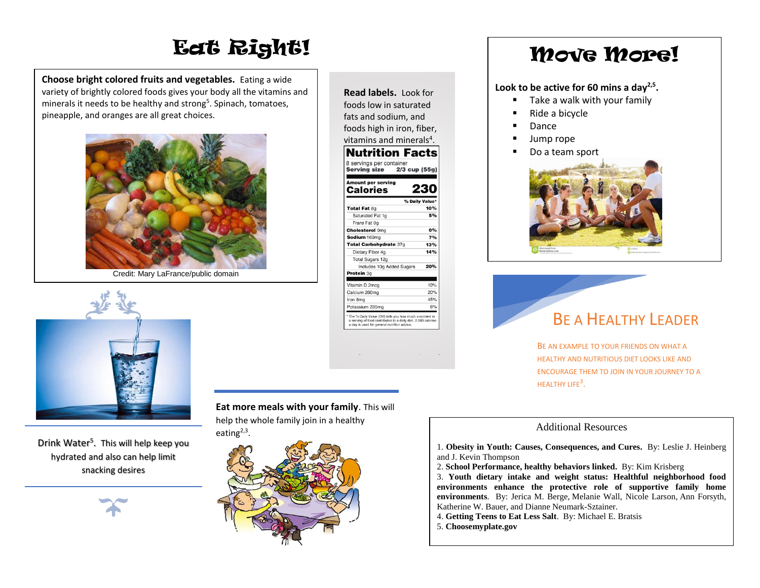# Eat Right!

**Choose bright colored fruits and vegetables.** Eating a wide variety of brightly colored foods gives your body all the vitamins and minerals it needs to be healthy and strong[5]. Spinach, tomatoes, pineapple, and oranges are all great choices.

Credit: Mary LaFrance/public domain

**Read labels.** Look for foods low in saturated fats and sodium, and foods high in iron, fiber, vitamins and minerals[4].

| Nutrition Facts | |
|---|---|
| 8 servings per container | |
| **Serving size** | **2/3 cup (55g)** |
| Amount per serving | |
| **Calories** | **230** |
| | **% Daily Value*** |
| **Total Fat** 8g | **10%** |
| Saturated Fat 1g | **5%** |
| *Trans* Fat 0g | |
| **Cholesterol** 0mg | **0%** |
| **Sodium** 160mg | **7%** |
| **Total Carbohydrate** 37g | **13%** |
| Dietary Fiber 4g | **14%** |
| Total Sugars 12g | |
| Includes 10g Added Sugars | **20%** |
| **Protein** 3g | |
| Vitamin D 2mcg | 10% |
| Calcium 260mg | 20% |
| Iron 8mg | 45% |
| Potassium 235mg | 6% |

* The % Daily Value (DV) tells you how much a nutrient in a serving of food contributes to a daily diet. 2,000 calories a day is used for general nutrition advice.

Drink Water[5]. This will help keep you hydrated and also can help limit snacking desires

**Eat more meals with your family**. This will help the whole family join in a healthy eating[2,3].

# Move More!

**Look to be active for 60 mins a day[2,5].**

- Take a walk with your family
- Ride a bicycle
- Dance
- Jump rope
- Do a team sport

## Be a Healthy Leader

BE AN EXAMPLE TO YOUR FRIENDS ON WHAT A HEALTHY AND NUTRITIOUS DIET LOOKS LIKE AND ENCOURAGE THEM TO JOIN IN YOUR JOURNEY TO A HEALTHY LIFE[3].

## Additional Resources

1. **Obesity in Youth: Causes, Consequences, and Cures.** By: Leslie J. Heinberg and J. Kevin Thompson
2. **School Performance, healthy behaviors linked.** By: Kim Krisberg
3. **Youth dietary intake and weight status: Healthful neighborhood food environments enhance the protective role of supportive family home environments**. By: Jerica M. Berge, Melanie Wall, Nicole Larson, Ann Forsyth, Katherine W. Bauer, and Dianne Neumark-Sztainer.
4. **Getting Teens to Eat Less Salt**. By: Michael E. Bratsis
5. **Choosemyplate.gov**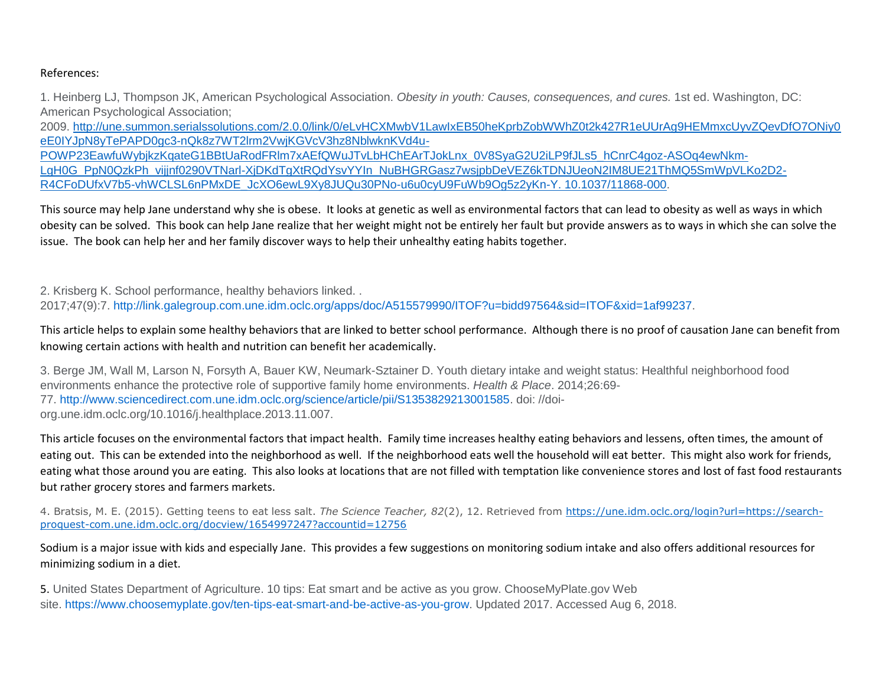References:

1. Heinberg LJ, Thompson JK, American Psychological Association. *Obesity in youth: Causes, consequences, and cures.* 1st ed. Washington, DC: American Psychological Association; 2009. http://une.summon.serialssolutions.com/2.0.0/link/0/eLvHCXMwbV1LawIxEB50heKprbZobWWhZ0t2k427R1eUUrAg9HEMmxcUyvZQevDfO7ONiy0eE0IYJpN8yTePAPD0gc3-nQk8z7WT2lrm2VwjKGVcV3hz8NblwknKVd4u-POWP23EawfuWybjkzKqateG1BBtUaRodFRlm7xAEfQWuJTvLbHChEArTJokLnx_0V8SyaG2U2iLP9fJLs5_hCnrC4goz-ASOq4ewNkm-LgH0G_PpN0QzkPh_vijjnf0290VTNarl-XjDKdTgXtRQdYsvYYIn_NuBHGRGasz7wsjpbDeVEZ6kTDNJUeoN2IM8UE21ThMQ5SmWpVLKo2D2-R4CFoDUfxV7b5-vhWCLSL6nPMxDE_JcXO6ewL9Xy8JUQu30PNo-u6u0cyU9FuWb9Og5z2yKn-Y. 10.1037/11868-000.

This source may help Jane understand why she is obese. It looks at genetic as well as environmental factors that can lead to obesity as well as ways in which obesity can be solved. This book can help Jane realize that her weight might not be entirely her fault but provide answers as to ways in which she can solve the issue. The book can help her and her family discover ways to help their unhealthy eating habits together.

2. Krisberg K. School performance, healthy behaviors linked. . 2017;47(9):7. http://link.galegroup.com.une.idm.oclc.org/apps/doc/A515579990/ITOF?u=bidd97564&sid=ITOF&xid=1af99237.

This article helps to explain some healthy behaviors that are linked to better school performance. Although there is no proof of causation Jane can benefit from knowing certain actions with health and nutrition can benefit her academically.

3. Berge JM, Wall M, Larson N, Forsyth A, Bauer KW, Neumark-Sztainer D. Youth dietary intake and weight status: Healthful neighborhood food environments enhance the protective role of supportive family home environments. *Health & Place*. 2014;26:69-77. http://www.sciencedirect.com.une.idm.oclc.org/science/article/pii/S1353829213001585. doi: //doi-org.une.idm.oclc.org/10.1016/j.healthplace.2013.11.007.

This article focuses on the environmental factors that impact health. Family time increases healthy eating behaviors and lessens, often times, the amount of eating out. This can be extended into the neighborhood as well. If the neighborhood eats well the household will eat better. This might also work for friends, eating what those around you are eating. This also looks at locations that are not filled with temptation like convenience stores and lost of fast food restaurants but rather grocery stores and farmers markets.

4. Bratsis, M. E. (2015). Getting teens to eat less salt. *The Science Teacher, 82*(2), 12. Retrieved from https://une.idm.oclc.org/login?url=https://search-proquest-com.une.idm.oclc.org/docview/1654997247?accountid=12756

Sodium is a major issue with kids and especially Jane. This provides a few suggestions on monitoring sodium intake and also offers additional resources for minimizing sodium in a diet.

5. United States Department of Agriculture. 10 tips: Eat smart and be active as you grow. ChooseMyPlate.gov Web site. https://www.choosemyplate.gov/ten-tips-eat-smart-and-be-active-as-you-grow. Updated 2017. Accessed Aug 6, 2018.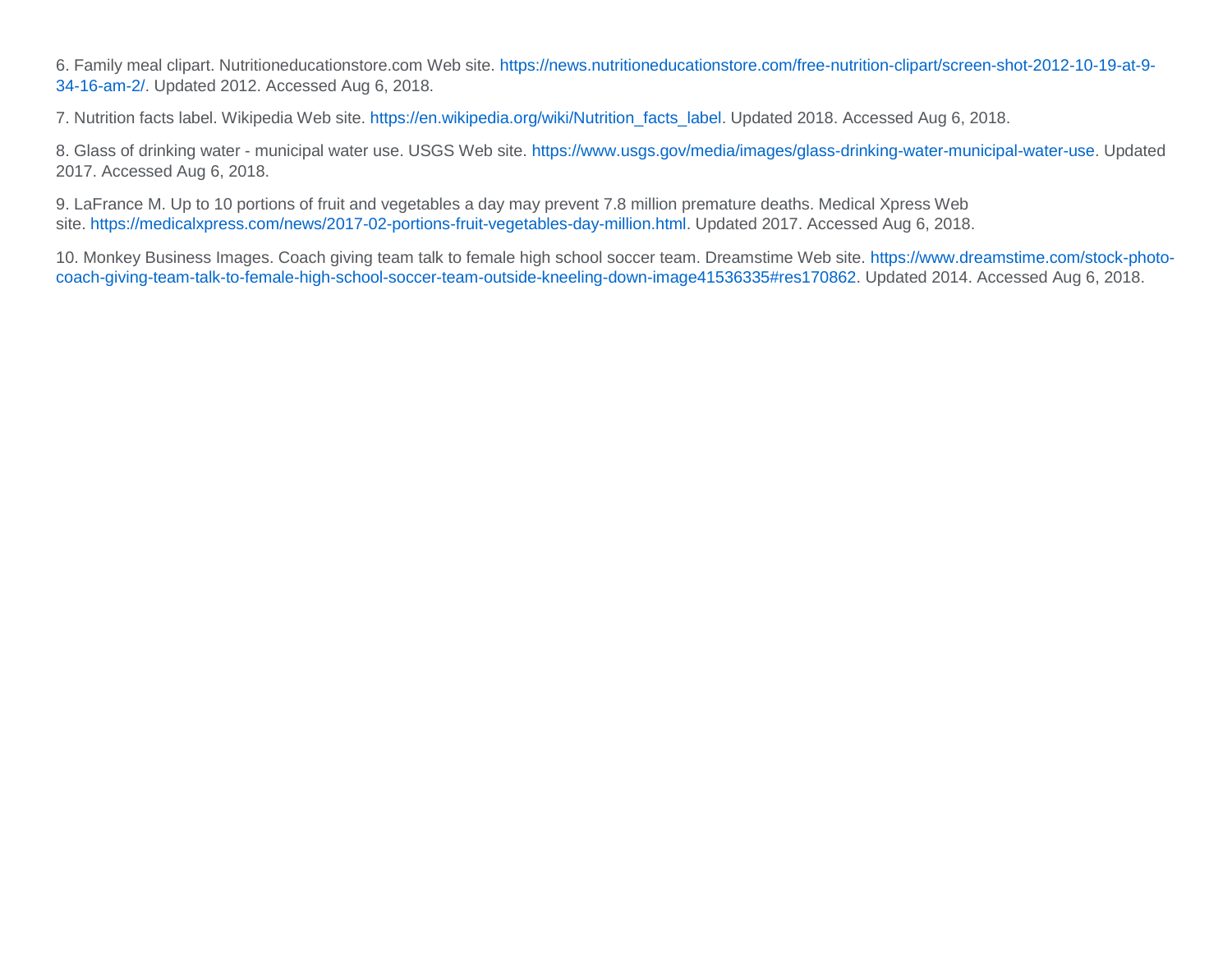6. Family meal clipart. Nutritioneducationstore.com Web site. https://news.nutritioneducationstore.com/free-nutrition-clipart/screen-shot-2012-10-19-at-9-34-16-am-2/. Updated 2012. Accessed Aug 6, 2018.

7. Nutrition facts label. Wikipedia Web site. https://en.wikipedia.org/wiki/Nutrition_facts_label. Updated 2018. Accessed Aug 6, 2018.

8. Glass of drinking water - municipal water use. USGS Web site. https://www.usgs.gov/media/images/glass-drinking-water-municipal-water-use. Updated 2017. Accessed Aug 6, 2018.

9. LaFrance M. Up to 10 portions of fruit and vegetables a day may prevent 7.8 million premature deaths. Medical Xpress Web site. https://medicalxpress.com/news/2017-02-portions-fruit-vegetables-day-million.html. Updated 2017. Accessed Aug 6, 2018.

10. Monkey Business Images. Coach giving team talk to female high school soccer team. Dreamstime Web site. https://www.dreamstime.com/stock-photo-coach-giving-team-talk-to-female-high-school-soccer-team-outside-kneeling-down-image41536335#res170862. Updated 2014. Accessed Aug 6, 2018.